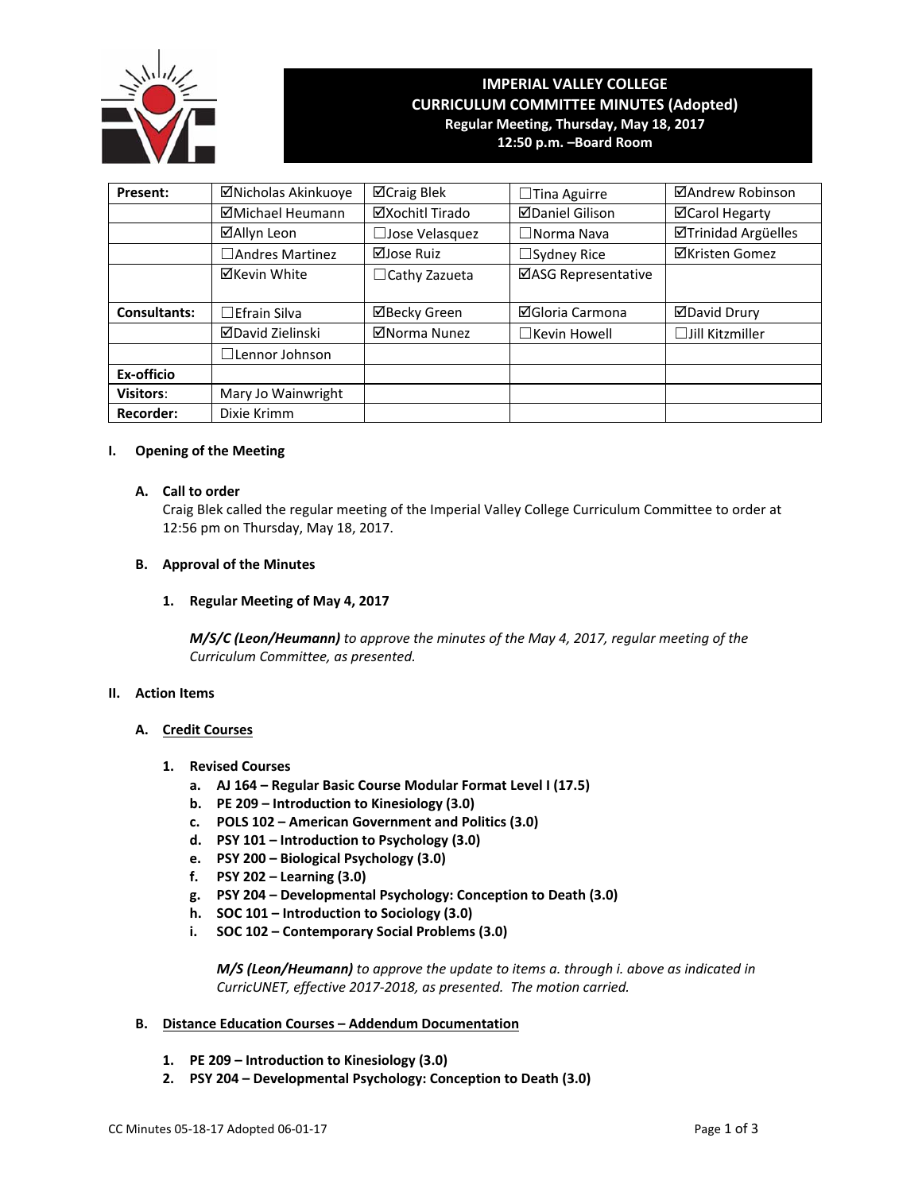# IMPERIAL VALLEY COLLEGE
## CURRICULUM COMMITTEE MINUTES (Adopted)
**Regular Meeting, Thursday, May 18, 2017**
**12:50 p.m. –Board Room**

| | | | | |
|---|---|---|---|---|
| **Present:** | ☑Nicholas Akinkuoye | ☑Craig Blek | ☐Tina Aguirre | ☑Andrew Robinson |
| | ☑Michael Heumann | ☑Xochitl Tirado | ☑Daniel Gilison | ☑Carol Hegarty |
| | ☑Allyn Leon | ☐Jose Velasquez | ☐Norma Nava | ☑Trinidad Argüelles |
| | ☐Andres Martinez | ☑Jose Ruiz | ☐Sydney Rice | ☑Kristen Gomez |
| | ☑Kevin White | ☐Cathy Zazueta | ☑ASG Representative | |
| **Consultants:** | ☐Efrain Silva | ☑Becky Green | ☑Gloria Carmona | ☑David Drury |
| | ☑David Zielinski | ☑Norma Nunez | ☐Kevin Howell | ☐Jill Kitzmiller |
| | ☐Lennor Johnson | | | |
| **Ex-officio** | | | | |
| **Visitors:** | Mary Jo Wainwright | | | |
| **Recorder:** | Dixie Krimm | | | |

## I. Opening of the Meeting

### A. Call to order

Craig Blek called the regular meeting of the Imperial Valley College Curriculum Committee to order at 12:56 pm on Thursday, May 18, 2017.

### B. Approval of the Minutes

**1. Regular Meeting of May 4, 2017**

***M/S/C (Leon/Heumann)*** *to approve the minutes of the May 4, 2017, regular meeting of the Curriculum Committee, as presented.*

## II. Action Items

### A. Credit Courses

**1. Revised Courses**

- **a. AJ 164 – Regular Basic Course Modular Format Level I (17.5)**
- **b. PE 209 – Introduction to Kinesiology (3.0)**
- **c. POLS 102 – American Government and Politics (3.0)**
- **d. PSY 101 – Introduction to Psychology (3.0)**
- **e. PSY 200 – Biological Psychology (3.0)**
- **f. PSY 202 – Learning (3.0)**
- **g. PSY 204 – Developmental Psychology: Conception to Death (3.0)**
- **h. SOC 101 – Introduction to Sociology (3.0)**
- **i. SOC 102 – Contemporary Social Problems (3.0)**

***M/S (Leon/Heumann)*** *to approve the update to items a. through i. above as indicated in CurricUNET, effective 2017-2018, as presented. The motion carried.*

### B. Distance Education Courses – Addendum Documentation

1. **PE 209 – Introduction to Kinesiology (3.0)**
2. **PSY 204 – Developmental Psychology: Conception to Death (3.0)**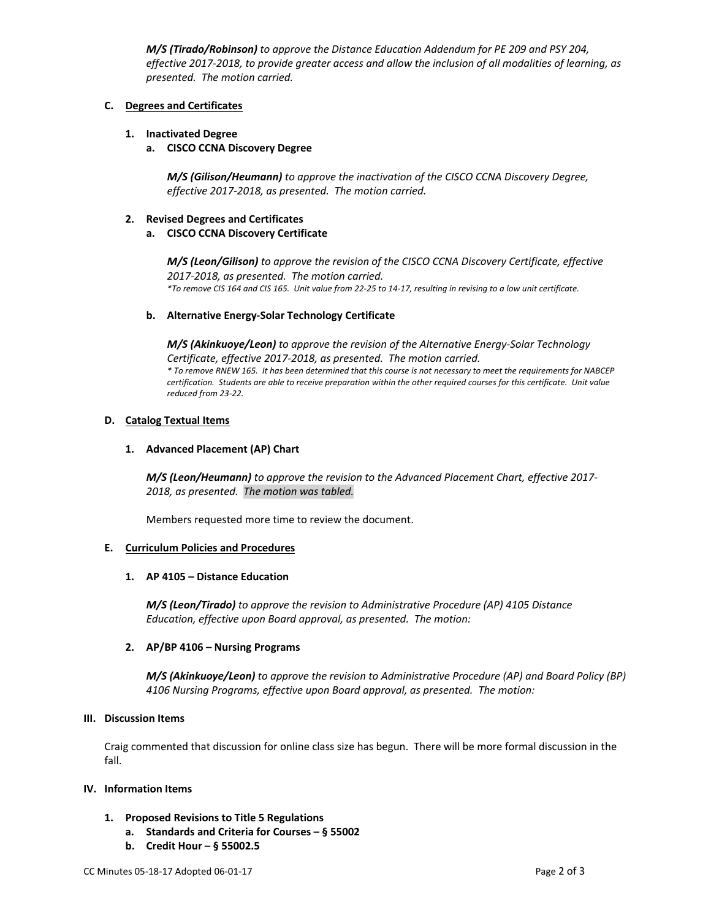***M/S (Tirado/Robinson)*** *to approve the Distance Education Addendum for PE 209 and PSY 204, effective 2017-2018, to provide greater access and allow the inclusion of all modalities of learning, as presented. The motion carried.*

**C. Degrees and Certificates**

**1. Inactivated Degree**

**a. CISCO CCNA Discovery Degree**

***M/S (Gilison/Heumann)*** *to approve the inactivation of the CISCO CCNA Discovery Degree, effective 2017-2018, as presented. The motion carried.*

**2. Revised Degrees and Certificates**

**a. CISCO CCNA Discovery Certificate**

***M/S (Leon/Gilison)*** *to approve the revision of the CISCO CCNA Discovery Certificate, effective 2017-2018, as presented. The motion carried.*
*\*To remove CIS 164 and CIS 165. Unit value from 22-25 to 14-17, resulting in revising to a low unit certificate.*

**b. Alternative Energy-Solar Technology Certificate**

***M/S (Akinkuoye/Leon)*** *to approve the revision of the Alternative Energy-Solar Technology Certificate, effective 2017-2018, as presented. The motion carried.*
*\* To remove RNEW 165. It has been determined that this course is not necessary to meet the requirements for NABCEP certification. Students are able to receive preparation within the other required courses for this certificate. Unit value reduced from 23-22.*

**D. Catalog Textual Items**

**1. Advanced Placement (AP) Chart**

***M/S (Leon/Heumann)*** *to approve the revision to the Advanced Placement Chart, effective 2017-2018, as presented. The motion was tabled.*

Members requested more time to review the document.

**E. Curriculum Policies and Procedures**

**1. AP 4105 – Distance Education**

***M/S (Leon/Tirado)*** *to approve the revision to Administrative Procedure (AP) 4105 Distance Education, effective upon Board approval, as presented. The motion:*

**2. AP/BP 4106 – Nursing Programs**

***M/S (Akinkuoye/Leon)*** *to approve the revision to Administrative Procedure (AP) and Board Policy (BP) 4106 Nursing Programs, effective upon Board approval, as presented. The motion:*

**III. Discussion Items**

Craig commented that discussion for online class size has begun. There will be more formal discussion in the fall.

**IV. Information Items**

**1. Proposed Revisions to Title 5 Regulations**

**a. Standards and Criteria for Courses – § 55002**

**b. Credit Hour – § 55002.5**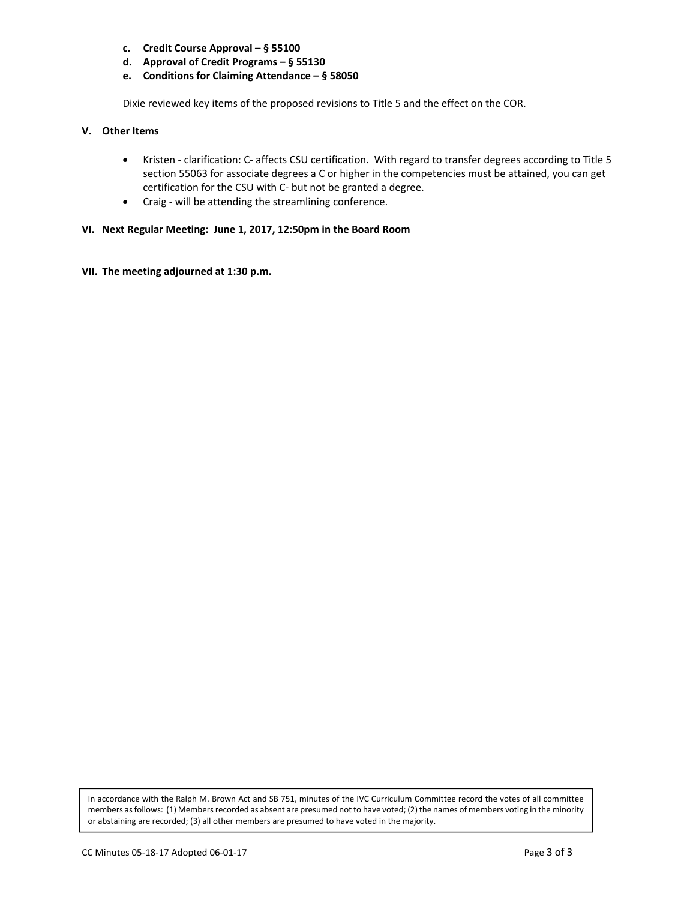c. **Credit Course Approval – § 55100**
d. **Approval of Credit Programs – § 55130**
e. **Conditions for Claiming Attendance – § 58050**

Dixie reviewed key items of the proposed revisions to Title 5 and the effect on the COR.

**V. Other Items**

- Kristen - clarification: C- affects CSU certification. With regard to transfer degrees according to Title 5 section 55063 for associate degrees a C or higher in the competencies must be attained, you can get certification for the CSU with C- but not be granted a degree.
- Craig - will be attending the streamlining conference.

**VI. Next Regular Meeting: June 1, 2017, 12:50pm in the Board Room**

**VII. The meeting adjourned at 1:30 p.m.**

In accordance with the Ralph M. Brown Act and SB 751, minutes of the IVC Curriculum Committee record the votes of all committee members as follows: (1) Members recorded as absent are presumed not to have voted; (2) the names of members voting in the minority or abstaining are recorded; (3) all other members are presumed to have voted in the majority.